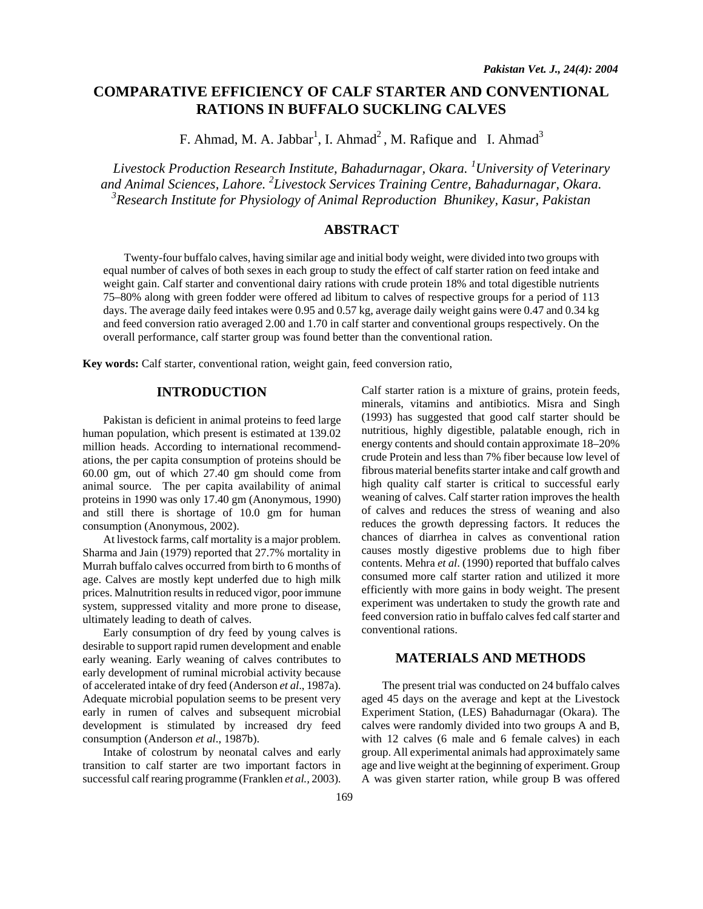# COMPARATIVE EFFICIENCY OF CALF STARTER AND CONVENTIONAL RATIONS IN BUFFALO SUCKLING CALVES

F. Ahmad, M. A. Jabbar[1], I. Ahmad[2], M. Rafique and I. Ahmad[3]

*Livestock Production Research Institute, Bahadurnagar, Okara. [1]University of Veterinary and Animal Sciences, Lahore. [2]Livestock Services Training Centre, Bahadurnagar, Okara. [3]Research Institute for Physiology of Animal Reproduction Bhunikey, Kasur, Pakistan*

## ABSTRACT

Twenty-four buffalo calves, having similar age and initial body weight, were divided into two groups with equal number of calves of both sexes in each group to study the effect of calf starter ration on feed intake and weight gain. Calf starter and conventional dairy rations with crude protein 18% and total digestible nutrients 75–80% along with green fodder were offered ad libitum to calves of respective groups for a period of 113 days. The average daily feed intakes were 0.95 and 0.57 kg, average daily weight gains were 0.47 and 0.34 kg and feed conversion ratio averaged 2.00 and 1.70 in calf starter and conventional groups respectively. On the overall performance, calf starter group was found better than the conventional ration.

**Key words:** Calf starter, conventional ration, weight gain, feed conversion ratio,

## INTRODUCTION

Pakistan is deficient in animal proteins to feed large human population, which present is estimated at 139.02 million heads. According to international recommendations, the per capita consumption of proteins should be 60.00 gm, out of which 27.40 gm should come from animal source. The per capita availability of animal proteins in 1990 was only 17.40 gm (Anonymous, 1990) and still there is shortage of 10.0 gm for human consumption (Anonymous, 2002).

At livestock farms, calf mortality is a major problem. Sharma and Jain (1979) reported that 27.7% mortality in Murrah buffalo calves occurred from birth to 6 months of age. Calves are mostly kept underfed due to high milk prices. Malnutrition results in reduced vigor, poor immune system, suppressed vitality and more prone to disease, ultimately leading to death of calves.

Early consumption of dry feed by young calves is desirable to support rapid rumen development and enable early weaning. Early weaning of calves contributes to early development of ruminal microbial activity because of accelerated intake of dry feed (Anderson *et al*., 1987a). Adequate microbial population seems to be present very early in rumen of calves and subsequent microbial development is stimulated by increased dry feed consumption (Anderson *et al*., 1987b).

Intake of colostrum by neonatal calves and early transition to calf starter are two important factors in successful calf rearing programme (Franklen *et al.*, 2003). Calf starter ration is a mixture of grains, protein feeds, minerals, vitamins and antibiotics. Misra and Singh (1993) has suggested that good calf starter should be nutritious, highly digestible, palatable enough, rich in energy contents and should contain approximate 18–20% crude Protein and less than 7% fiber because low level of fibrous material benefits starter intake and calf growth and high quality calf starter is critical to successful early weaning of calves. Calf starter ration improves the health of calves and reduces the stress of weaning and also reduces the growth depressing factors. It reduces the chances of diarrhea in calves as conventional ration causes mostly digestive problems due to high fiber contents. Mehra *et al*. (1990) reported that buffalo calves consumed more calf starter ration and utilized it more efficiently with more gains in body weight. The present experiment was undertaken to study the growth rate and feed conversion ratio in buffalo calves fed calf starter and conventional rations.

## MATERIALS AND METHODS

The present trial was conducted on 24 buffalo calves aged 45 days on the average and kept at the Livestock Experiment Station, (LES) Bahadurnagar (Okara). The calves were randomly divided into two groups A and B, with 12 calves (6 male and 6 female calves) in each group. All experimental animals had approximately same age and live weight at the beginning of experiment. Group A was given starter ration, while group B was offered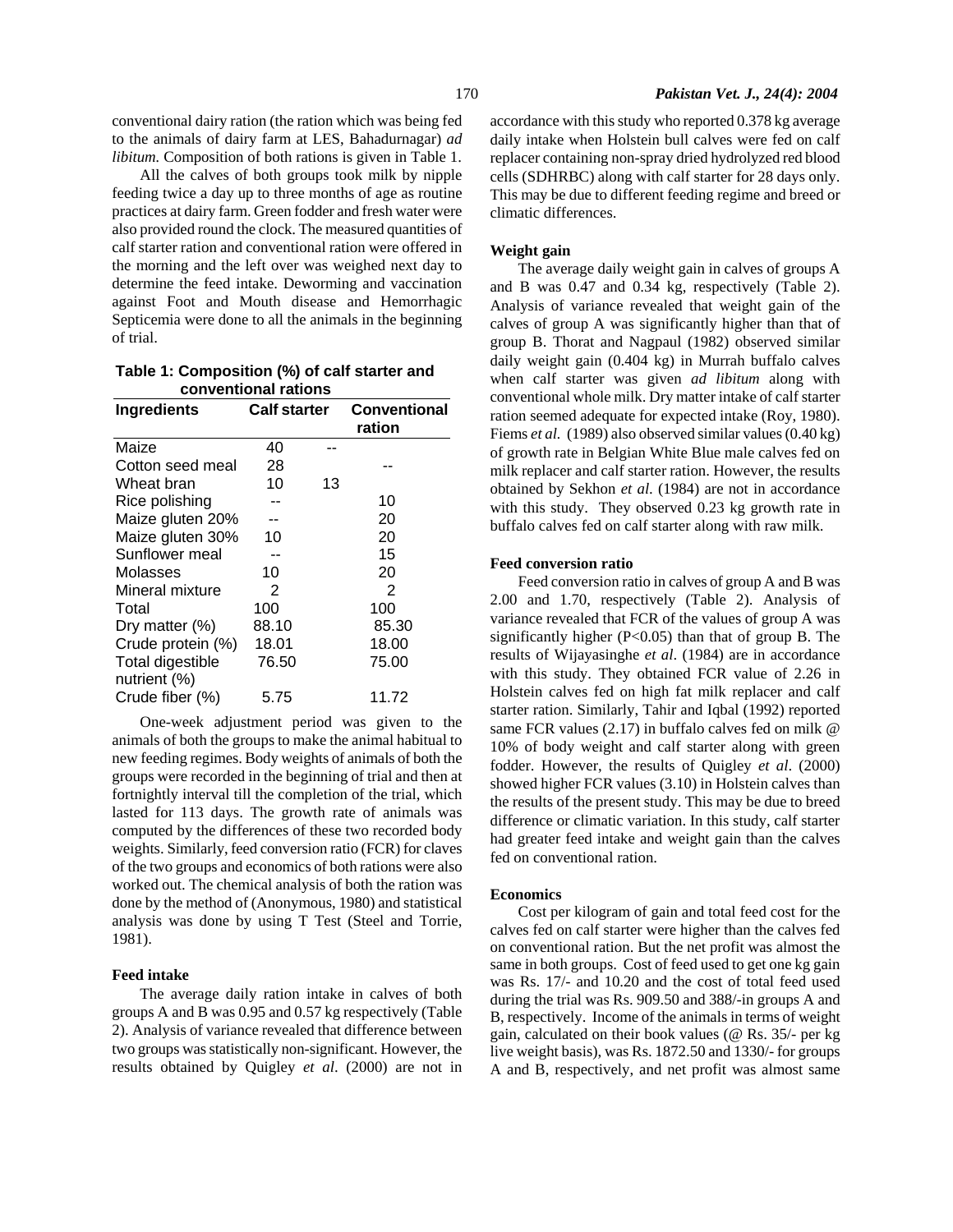conventional dairy ration (the ration which was being fed to the animals of dairy farm at LES, Bahadurnagar) *ad libitum*. Composition of both rations is given in Table 1.

All the calves of both groups took milk by nipple feeding twice a day up to three months of age as routine practices at dairy farm. Green fodder and fresh water were also provided round the clock. The measured quantities of calf starter ration and conventional ration were offered in the morning and the left over was weighed next day to determine the feed intake. Deworming and vaccination against Foot and Mouth disease and Hemorrhagic Septicemia were done to all the animals in the beginning of trial.

**Table 1: Composition (%) of calf starter and conventional rations**

| Ingredients | Calf starter | Conventional ration |
|---|---|---|
| Maize | 40 | -- |
| Cotton seed meal | 28 | -- |
| Wheat bran | 10 | 13 |
| Rice polishing | -- | 10 |
| Maize gluten 20% | -- | 20 |
| Maize gluten 30% | 10 | 20 |
| Sunflower meal | -- | 15 |
| Molasses | 10 | 20 |
| Mineral mixture | 2 | 2 |
| Total | 100 | 100 |
| Dry matter (%) | 88.10 | 85.30 |
| Crude protein (%) | 18.01 | 18.00 |
| Total digestible nutrient (%) | 76.50 | 75.00 |
| Crude fiber (%) | 5.75 | 11.72 |

One-week adjustment period was given to the animals of both the groups to make the animal habitual to new feeding regimes. Body weights of animals of both the groups were recorded in the beginning of trial and then at fortnightly interval till the completion of the trial, which lasted for 113 days. The growth rate of animals was computed by the differences of these two recorded body weights. Similarly, feed conversion ratio (FCR) for claves of the two groups and economics of both rations were also worked out. The chemical analysis of both the ration was done by the method of (Anonymous, 1980) and statistical analysis was done by using T Test (Steel and Torrie, 1981).

### Feed intake

The average daily ration intake in calves of both groups A and B was 0.95 and 0.57 kg respectively (Table 2). Analysis of variance revealed that difference between two groups was statistically non-significant. However, the results obtained by Quigley *et al*. (2000) are not in accordance with this study who reported 0.378 kg average daily intake when Holstein bull calves were fed on calf replacer containing non-spray dried hydrolyzed red blood cells (SDHRBC) along with calf starter for 28 days only. This may be due to different feeding regime and breed or climatic differences.

### Weight gain

The average daily weight gain in calves of groups A and B was 0.47 and 0.34 kg, respectively (Table 2). Analysis of variance revealed that weight gain of the calves of group A was significantly higher than that of group B. Thorat and Nagpaul (1982) observed similar daily weight gain (0.404 kg) in Murrah buffalo calves when calf starter was given *ad libitum* along with conventional whole milk. Dry matter intake of calf starter ration seemed adequate for expected intake (Roy, 1980). Fiems *et al.* (1989) also observed similar values (0.40 kg) of growth rate in Belgian White Blue male calves fed on milk replacer and calf starter ration. However, the results obtained by Sekhon *et al.* (1984) are not in accordance with this study. They observed 0.23 kg growth rate in buffalo calves fed on calf starter along with raw milk.

### Feed conversion ratio

Feed conversion ratio in calves of group A and B was 2.00 and 1.70, respectively (Table 2). Analysis of variance revealed that FCR of the values of group A was significantly higher ($P<0.05$) than that of group B. The results of Wijayasinghe *et al*. (1984) are in accordance with this study. They obtained FCR value of 2.26 in Holstein calves fed on high fat milk replacer and calf starter ration. Similarly, Tahir and Iqbal (1992) reported same FCR values (2.17) in buffalo calves fed on milk @ 10% of body weight and calf starter along with green fodder. However, the results of Quigley *et al*. (2000) showed higher FCR values (3.10) in Holstein calves than the results of the present study. This may be due to breed difference or climatic variation. In this study, calf starter had greater feed intake and weight gain than the calves fed on conventional ration.

### Economics

Cost per kilogram of gain and total feed cost for the calves fed on calf starter were higher than the calves fed on conventional ration. But the net profit was almost the same in both groups. Cost of feed used to get one kg gain was Rs. 17/- and 10.20 and the cost of total feed used during the trial was Rs. 909.50 and 388/-in groups A and B, respectively. Income of the animals in terms of weight gain, calculated on their book values (@ Rs. 35/- per kg live weight basis), was Rs. 1872.50 and 1330/- for groups A and B, respectively, and net profit was almost same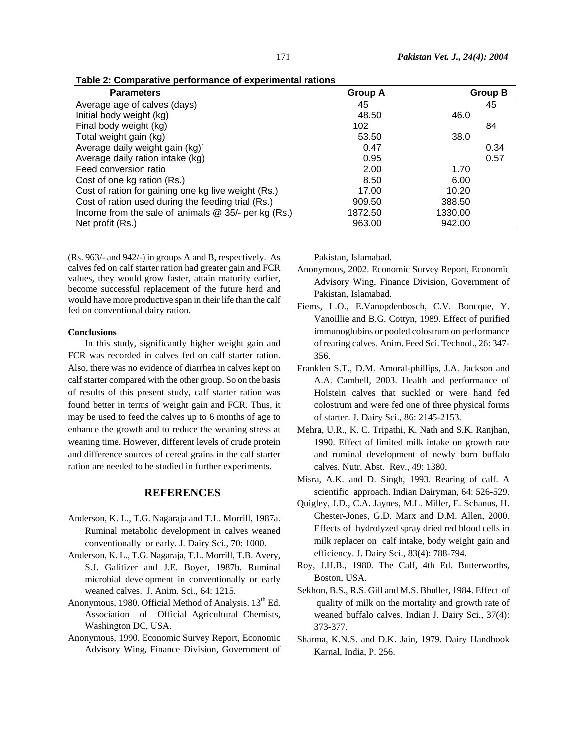**Table 2: Comparative performance of experimental rations**

| Parameters | Group A | Group B |
|---|---|---|
| Average age of calves (days) | 45 | 45 |
| Initial body weight (kg) | 48.50 | 46.0 |
| Final body weight (kg) | 102 | 84 |
| Total weight gain (kg) | 53.50 | 38.0 |
| Average daily weight gain (kg)` | 0.47 | 0.34 |
| Average daily ration intake (kg) | 0.95 | 0.57 |
| Feed conversion ratio | 2.00 | 1.70 |
| Cost of one kg ration (Rs.) | 8.50 | 6.00 |
| Cost of ration for gaining one kg live weight (Rs.) | 17.00 | 10.20 |
| Cost of ration used during the feeding trial (Rs.) | 909.50 | 388.50 |
| Income from the sale of animals @ 35/- per kg (Rs.) | 1872.50 | 1330.00 |
| Net profit (Rs.) | 963.00 | 942.00 |

(Rs. 963/- and 942/-) in groups A and B, respectively. As calves fed on calf starter ration had greater gain and FCR values, they would grow faster, attain maturity earlier, become successful replacement of the future herd and would have more productive span in their life than the calf fed on conventional dairy ration.

**Conclusions**

In this study, significantly higher weight gain and FCR was recorded in calves fed on calf starter ration. Also, there was no evidence of diarrhea in calves kept on calf starter compared with the other group. So on the basis of results of this present study, calf starter ration was found better in terms of weight gain and FCR. Thus, it may be used to feed the calves up to 6 months of age to enhance the growth and to reduce the weaning stress at weaning time. However, different levels of crude protein and difference sources of cereal grains in the calf starter ration are needed to be studied in further experiments.

## REFERENCES

Anderson, K. L., T.G. Nagaraja and T.L. Morrill, 1987a. Ruminal metabolic development in calves weaned conventionally or early. J. Dairy Sci., 70: 1000.

Anderson, K. L., T.G. Nagaraja, T.L. Morrill, T.B. Avery, S.J. Galitizer and J.E. Boyer, 1987b. Ruminal microbial development in conventionally or early weaned calves. J. Anim. Sci., 64: 1215.

Anonymous, 1980. Official Method of Analysis. 13th Ed. Association of Official Agricultural Chemists, Washington DC, USA.

Anonymous, 1990. Economic Survey Report, Economic Advisory Wing, Finance Division, Government of Pakistan, Islamabad.

Anonymous, 2002. Economic Survey Report, Economic Advisory Wing, Finance Division, Government of Pakistan, Islamabad.

Fiems, L.O., E.Vanopdenbosch, C.V. Boncque, Y. Vanoillie and B.G. Cottyn, 1989. Effect of purified immunoglubins or pooled colostrum on performance of rearing calves. Anim. Feed Sci. Technol., 26: 347-356.

Franklen S.T., D.M. Amoral-phillips, J.A. Jackson and A.A. Cambell, 2003. Health and performance of Holstein calves that suckled or were hand fed colostrum and were fed one of three physical forms of starter. J. Dairy Sci., 86: 2145-2153.

Mehra, U.R., K. C. Tripathi, K. Nath and S.K. Ranjhan, 1990. Effect of limited milk intake on growth rate and ruminal development of newly born buffalo calves. Nutr. Abst. Rev., 49: 1380.

Misra, A.K. and D. Singh, 1993. Rearing of calf. A scientific approach. Indian Dairyman, 64: 526-529.

Quigley, J.D., C.A. Jaynes, M.L. Miller, E. Schanus, H. Chester-Jones, G.D. Marx and D.M. Allen, 2000. Effects of hydrolyzed spray dried red blood cells in milk replacer on calf intake, body weight gain and efficiency. J. Dairy Sci., 83(4): 788-794.

Roy, J.H.B., 1980. The Calf, 4th Ed. Butterworths, Boston, USA.

Sekhon, B.S., R.S. Gill and M.S. Bhuller, 1984. Effect of quality of milk on the mortality and growth rate of weaned buffalo calves. Indian J. Dairy Sci., 37(4): 373-377.

Sharma, K.N.S. and D.K. Jain, 1979. Dairy Handbook Karnal, India, P. 256.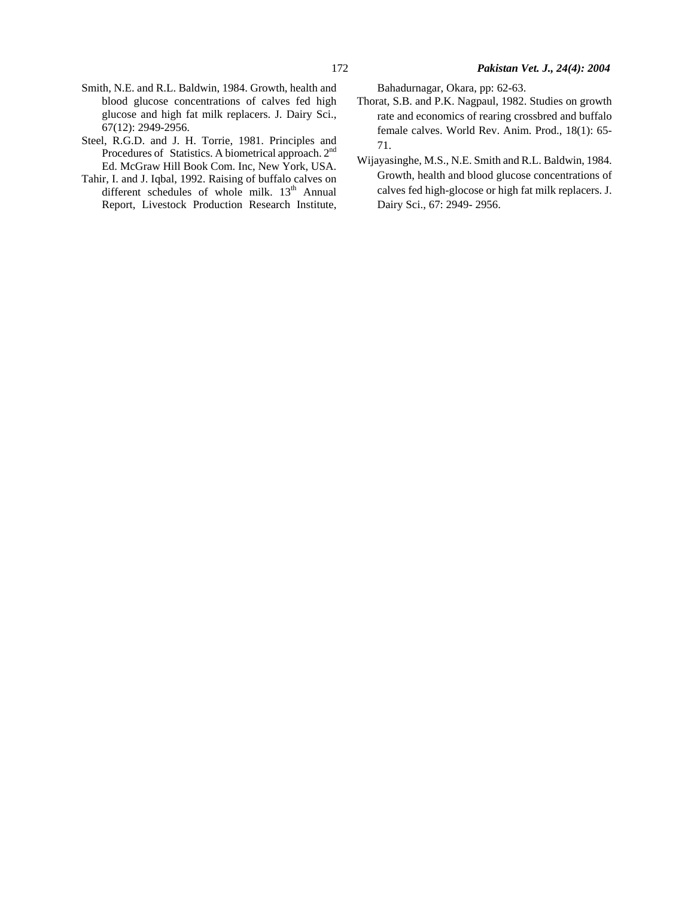Smith, N.E. and R.L. Baldwin, 1984. Growth, health and blood glucose concentrations of calves fed high glucose and high fat milk replacers. J. Dairy Sci., 67(12): 2949-2956.

Steel, R.G.D. and J. H. Torrie, 1981. Principles and Procedures of Statistics. A biometrical approach. 2nd Ed. McGraw Hill Book Com. Inc, New York, USA.

Tahir, I. and J. Iqbal, 1992. Raising of buffalo calves on different schedules of whole milk. 13th Annual Report, Livestock Production Research Institute, Bahadurnagar, Okara, pp: 62-63.

Thorat, S.B. and P.K. Nagpaul, 1982. Studies on growth rate and economics of rearing crossbred and buffalo female calves. World Rev. Anim. Prod., 18(1): 65-71.

Wijayasinghe, M.S., N.E. Smith and R.L. Baldwin, 1984. Growth, health and blood glucose concentrations of calves fed high-glocose or high fat milk replacers. J. Dairy Sci., 67: 2949- 2956.